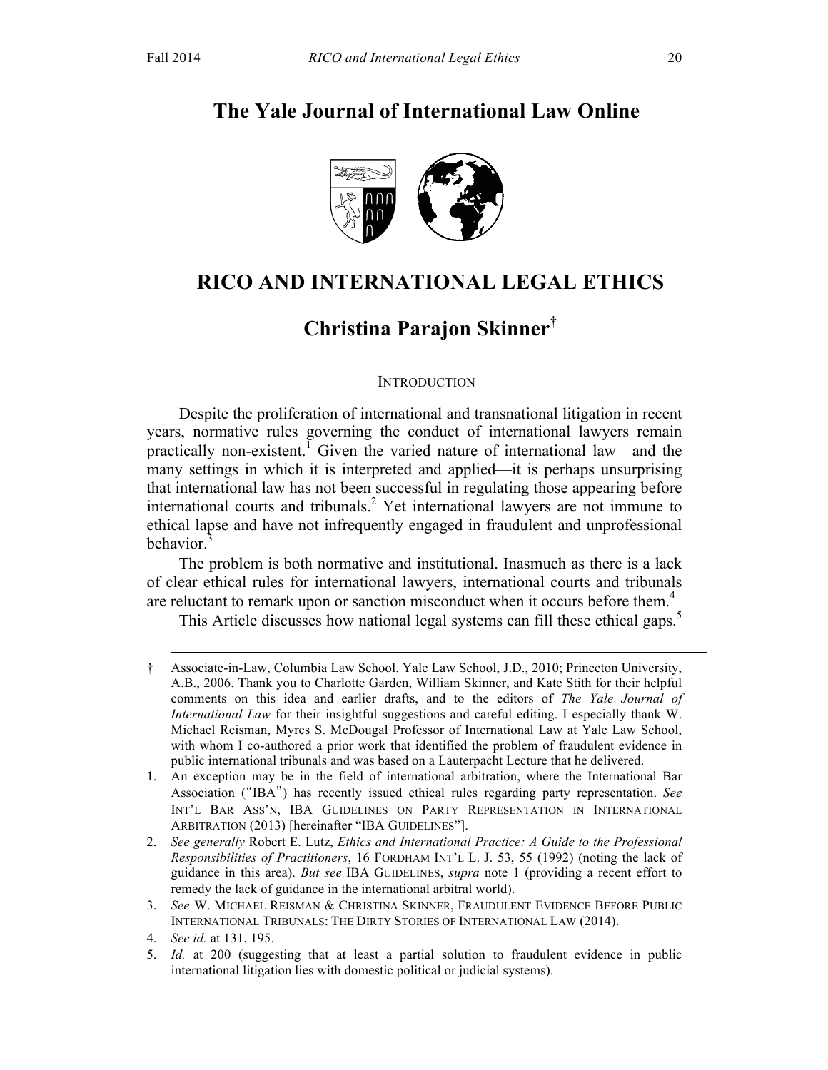# The Yale Journal of International Law Online

## RICO AND INTERNATIONAL LEGAL ETHICS

### Christina Parajon Skinner[†]

INTRODUCTION

Despite the proliferation of international and transnational litigation in recent years, normative rules governing the conduct of international lawyers remain practically non-existent.[1] Given the varied nature of international law—and the many settings in which it is interpreted and applied—it is perhaps unsurprising that international law has not been successful in regulating those appearing before international courts and tribunals.[2] Yet international lawyers are not immune to ethical lapse and have not infrequently engaged in fraudulent and unprofessional behavior.[3]

The problem is both normative and institutional. Inasmuch as there is a lack of clear ethical rules for international lawyers, international courts and tribunals are reluctant to remark upon or sanction misconduct when it occurs before them.[4]

This Article discusses how national legal systems can fill these ethical gaps.[5]

---

† Associate-in-Law, Columbia Law School. Yale Law School, J.D., 2010; Princeton University, A.B., 2006. Thank you to Charlotte Garden, William Skinner, and Kate Stith for their helpful comments on this idea and earlier drafts, and to the editors of *The Yale Journal of International Law* for their insightful suggestions and careful editing. I especially thank W. Michael Reisman, Myres S. McDougal Professor of International Law at Yale Law School, with whom I co-authored a prior work that identified the problem of fraudulent evidence in public international tribunals and was based on a Lauterpacht Lecture that he delivered.

1. An exception may be in the field of international arbitration, where the International Bar Association ("IBA") has recently issued ethical rules regarding party representation. *See* INT'L BAR ASS'N, IBA GUIDELINES ON PARTY REPRESENTATION IN INTERNATIONAL ARBITRATION (2013) [hereinafter "IBA GUIDELINES"].

2. *See generally* Robert E. Lutz, *Ethics and International Practice: A Guide to the Professional Responsibilities of Practitioners*, 16 FORDHAM INT'L L. J. 53, 55 (1992) (noting the lack of guidance in this area). *But see* IBA GUIDELINES, *supra* note 1 (providing a recent effort to remedy the lack of guidance in the international arbitral world).

3. *See* W. MICHAEL REISMAN & CHRISTINA SKINNER, FRAUDULENT EVIDENCE BEFORE PUBLIC INTERNATIONAL TRIBUNALS: THE DIRTY STORIES OF INTERNATIONAL LAW (2014).

4. *See id.* at 131, 195.

5. *Id.* at 200 (suggesting that at least a partial solution to fraudulent evidence in public international litigation lies with domestic political or judicial systems).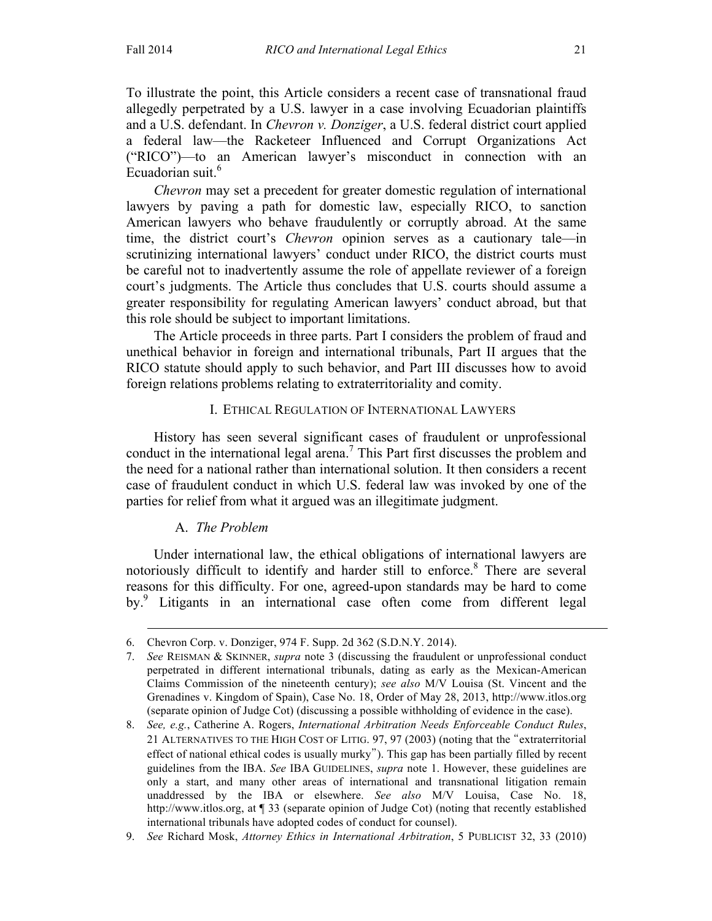To illustrate the point, this Article considers a recent case of transnational fraud allegedly perpetrated by a U.S. lawyer in a case involving Ecuadorian plaintiffs and a U.S. defendant. In *Chevron v. Donziger*, a U.S. federal district court applied a federal law—the Racketeer Influenced and Corrupt Organizations Act ("RICO")—to an American lawyer's misconduct in connection with an Ecuadorian suit.[6]

*Chevron* may set a precedent for greater domestic regulation of international lawyers by paving a path for domestic law, especially RICO, to sanction American lawyers who behave fraudulently or corruptly abroad. At the same time, the district court's *Chevron* opinion serves as a cautionary tale—in scrutinizing international lawyers' conduct under RICO, the district courts must be careful not to inadvertently assume the role of appellate reviewer of a foreign court's judgments. The Article thus concludes that U.S. courts should assume a greater responsibility for regulating American lawyers' conduct abroad, but that this role should be subject to important limitations.

The Article proceeds in three parts. Part I considers the problem of fraud and unethical behavior in foreign and international tribunals, Part II argues that the RICO statute should apply to such behavior, and Part III discusses how to avoid foreign relations problems relating to extraterritoriality and comity.

## I. Ethical Regulation of International Lawyers

History has seen several significant cases of fraudulent or unprofessional conduct in the international legal arena.[7] This Part first discusses the problem and the need for a national rather than international solution. It then considers a recent case of fraudulent conduct in which U.S. federal law was invoked by one of the parties for relief from what it argued was an illegitimate judgment.

### A. *The Problem*

Under international law, the ethical obligations of international lawyers are notoriously difficult to identify and harder still to enforce.[8] There are several reasons for this difficulty. For one, agreed-upon standards may be hard to come by.[9] Litigants in an international case often come from different legal

---

6. Chevron Corp. v. Donziger, 974 F. Supp. 2d 362 (S.D.N.Y. 2014).

7. *See* Reisman & Skinner, *supra* note 3 (discussing the fraudulent or unprofessional conduct perpetrated in different international tribunals, dating as early as the Mexican-American Claims Commission of the nineteenth century); *see also* M/V Louisa (St. Vincent and the Grenadines v. Kingdom of Spain), Case No. 18, Order of May 28, 2013, http://www.itlos.org (separate opinion of Judge Cot) (discussing a possible withholding of evidence in the case).

8. *See, e.g.*, Catherine A. Rogers, *International Arbitration Needs Enforceable Conduct Rules*, 21 Alternatives to the High Cost of Litig. 97, 97 (2003) (noting that the "extraterritorial effect of national ethical codes is usually murky"). This gap has been partially filled by recent guidelines from the IBA. *See* IBA Guidelines, *supra* note 1. However, these guidelines are only a start, and many other areas of international and transnational litigation remain unaddressed by the IBA or elsewhere. *See also* M/V Louisa, Case No. 18, http://www.itlos.org, at ¶ 33 (separate opinion of Judge Cot) (noting that recently established international tribunals have adopted codes of conduct for counsel).

9. *See* Richard Mosk, *Attorney Ethics in International Arbitration*, 5 Publicist 32, 33 (2010)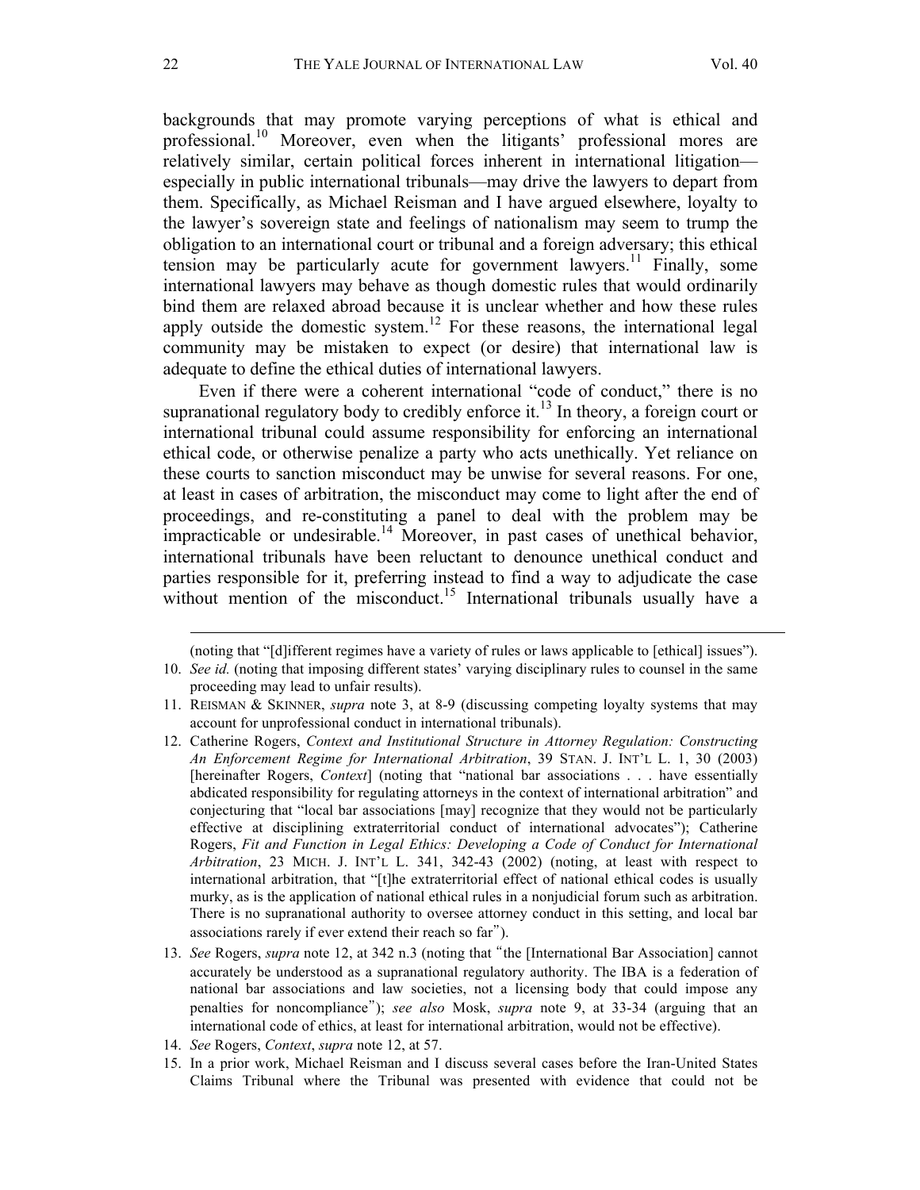backgrounds that may promote varying perceptions of what is ethical and professional.[10] Moreover, even when the litigants' professional mores are relatively similar, certain political forces inherent in international litigation—especially in public international tribunals—may drive the lawyers to depart from them. Specifically, as Michael Reisman and I have argued elsewhere, loyalty to the lawyer's sovereign state and feelings of nationalism may seem to trump the obligation to an international court or tribunal and a foreign adversary; this ethical tension may be particularly acute for government lawyers.[11] Finally, some international lawyers may behave as though domestic rules that would ordinarily bind them are relaxed abroad because it is unclear whether and how these rules apply outside the domestic system.[12] For these reasons, the international legal community may be mistaken to expect (or desire) that international law is adequate to define the ethical duties of international lawyers.

Even if there were a coherent international "code of conduct," there is no supranational regulatory body to credibly enforce it.[13] In theory, a foreign court or international tribunal could assume responsibility for enforcing an international ethical code, or otherwise penalize a party who acts unethically. Yet reliance on these courts to sanction misconduct may be unwise for several reasons. For one, at least in cases of arbitration, the misconduct may come to light after the end of proceedings, and re-constituting a panel to deal with the problem may be impracticable or undesirable.[14] Moreover, in past cases of unethical behavior, international tribunals have been reluctant to denounce unethical conduct and parties responsible for it, preferring instead to find a way to adjudicate the case without mention of the misconduct.[15] International tribunals usually have a

---

(noting that "[d]ifferent regimes have a variety of rules or laws applicable to [ethical] issues").

10. *See id.* (noting that imposing different states' varying disciplinary rules to counsel in the same proceeding may lead to unfair results).

11. REISMAN & SKINNER, *supra* note 3, at 8-9 (discussing competing loyalty systems that may account for unprofessional conduct in international tribunals).

12. Catherine Rogers, *Context and Institutional Structure in Attorney Regulation: Constructing An Enforcement Regime for International Arbitration*, 39 STAN. J. INT'L L. 1, 30 (2003) [hereinafter Rogers, *Context*] (noting that "national bar associations . . . have essentially abdicated responsibility for regulating attorneys in the context of international arbitration" and conjecturing that "local bar associations [may] recognize that they would not be particularly effective at disciplining extraterritorial conduct of international advocates"); Catherine Rogers, *Fit and Function in Legal Ethics: Developing a Code of Conduct for International Arbitration*, 23 MICH. J. INT'L L. 341, 342-43 (2002) (noting, at least with respect to international arbitration, that "[t]he extraterritorial effect of national ethical codes is usually murky, as is the application of national ethical rules in a nonjudicial forum such as arbitration. There is no supranational authority to oversee attorney conduct in this setting, and local bar associations rarely if ever extend their reach so far").

13. *See* Rogers, *supra* note 12, at 342 n.3 (noting that "the [International Bar Association] cannot accurately be understood as a supranational regulatory authority. The IBA is a federation of national bar associations and law societies, not a licensing body that could impose any penalties for noncompliance"); *see also* Mosk, *supra* note 9, at 33-34 (arguing that an international code of ethics, at least for international arbitration, would not be effective).

14. *See* Rogers, *Context*, *supra* note 12, at 57.

15. In a prior work, Michael Reisman and I discuss several cases before the Iran-United States Claims Tribunal where the Tribunal was presented with evidence that could not be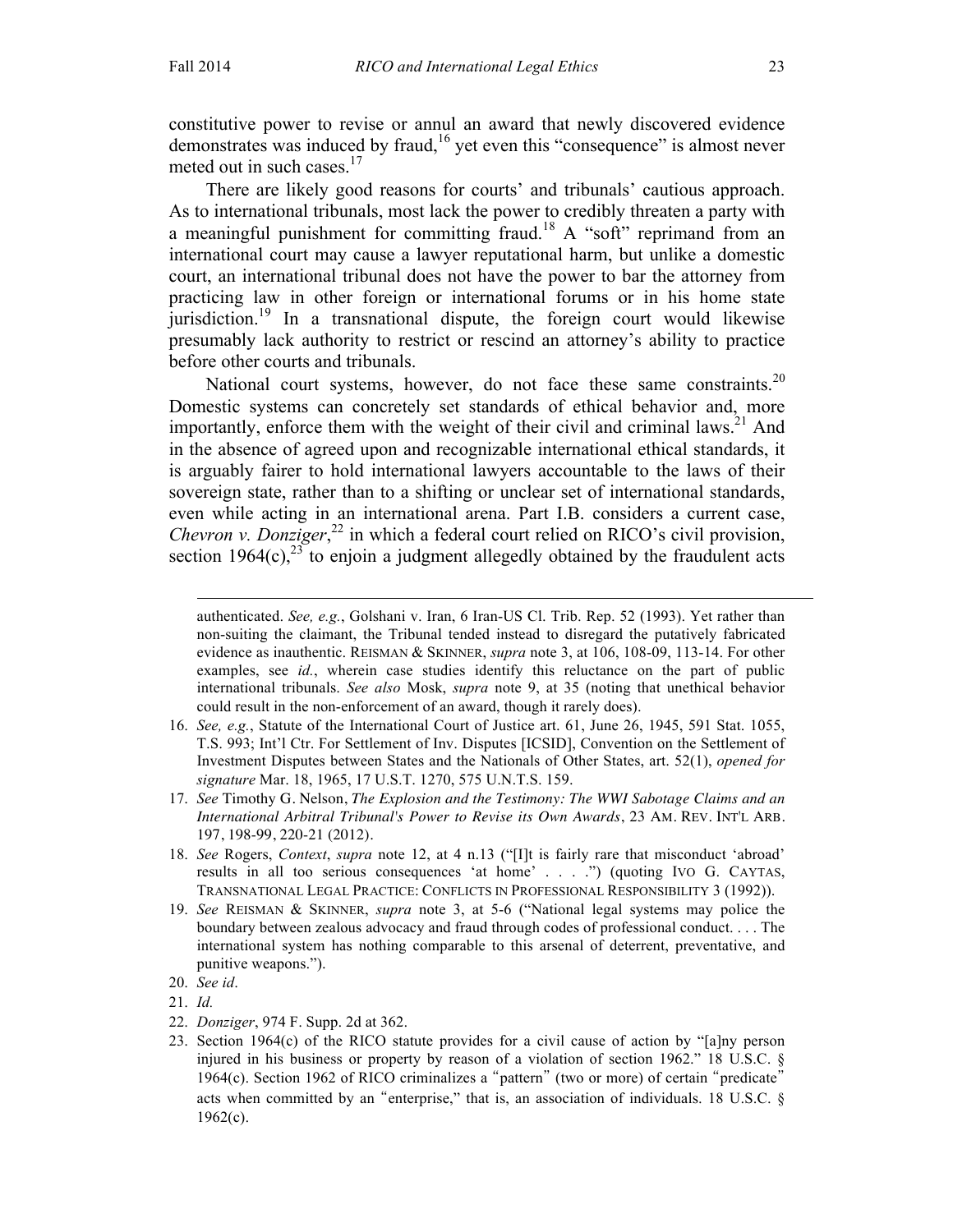constitutive power to revise or annul an award that newly discovered evidence demonstrates was induced by fraud,[16] yet even this "consequence" is almost never meted out in such cases.[17]

There are likely good reasons for courts' and tribunals' cautious approach. As to international tribunals, most lack the power to credibly threaten a party with a meaningful punishment for committing fraud.[18] A "soft" reprimand from an international court may cause a lawyer reputational harm, but unlike a domestic court, an international tribunal does not have the power to bar the attorney from practicing law in other foreign or international forums or in his home state jurisdiction.[19] In a transnational dispute, the foreign court would likewise presumably lack authority to restrict or rescind an attorney's ability to practice before other courts and tribunals.

National court systems, however, do not face these same constraints.[20] Domestic systems can concretely set standards of ethical behavior and, more importantly, enforce them with the weight of their civil and criminal laws.[21] And in the absence of agreed upon and recognizable international ethical standards, it is arguably fairer to hold international lawyers accountable to the laws of their sovereign state, rather than to a shifting or unclear set of international standards, even while acting in an international arena. Part I.B. considers a current case, *Chevron v. Donziger*,[22] in which a federal court relied on RICO's civil provision, section 1964(c),[23] to enjoin a judgment allegedly obtained by the fraudulent acts

---

authenticated. *See, e.g.*, Golshani v. Iran, 6 Iran-US Cl. Trib. Rep. 52 (1993). Yet rather than non-suiting the claimant, the Tribunal tended instead to disregard the putatively fabricated evidence as inauthentic. REISMAN & SKINNER, *supra* note 3, at 106, 108-09, 113-14. For other examples, see *id.*, wherein case studies identify this reluctance on the part of public international tribunals. *See also* Mosk, *supra* note 9, at 35 (noting that unethical behavior could result in the non-enforcement of an award, though it rarely does).

16. *See, e.g.*, Statute of the International Court of Justice art. 61, June 26, 1945, 591 Stat. 1055, T.S. 993; Int'l Ctr. For Settlement of Inv. Disputes [ICSID], Convention on the Settlement of Investment Disputes between States and the Nationals of Other States, art. 52(1), *opened for signature* Mar. 18, 1965, 17 U.S.T. 1270, 575 U.N.T.S. 159.

17. *See* Timothy G. Nelson, *The Explosion and the Testimony: The WWI Sabotage Claims and an International Arbitral Tribunal's Power to Revise its Own Awards*, 23 AM. REV. INT'L ARB. 197, 198-99, 220-21 (2012).

18. *See* Rogers, *Context*, *supra* note 12, at 4 n.13 ("[I]t is fairly rare that misconduct 'abroad' results in all too serious consequences 'at home' . . . .") (quoting IVO G. CAYTAS, TRANSNATIONAL LEGAL PRACTICE: CONFLICTS IN PROFESSIONAL RESPONSIBILITY 3 (1992)).

19. *See* REISMAN & SKINNER, *supra* note 3, at 5-6 ("National legal systems may police the boundary between zealous advocacy and fraud through codes of professional conduct. . . . The international system has nothing comparable to this arsenal of deterrent, preventative, and punitive weapons.").

20. *See id*.

21. *Id.*

22. *Donziger*, 974 F. Supp. 2d at 362.

23. Section 1964(c) of the RICO statute provides for a civil cause of action by "[a]ny person injured in his business or property by reason of a violation of section 1962." 18 U.S.C. § 1964(c). Section 1962 of RICO criminalizes a "pattern" (two or more) of certain "predicate" acts when committed by an "enterprise," that is, an association of individuals. 18 U.S.C. § 1962(c).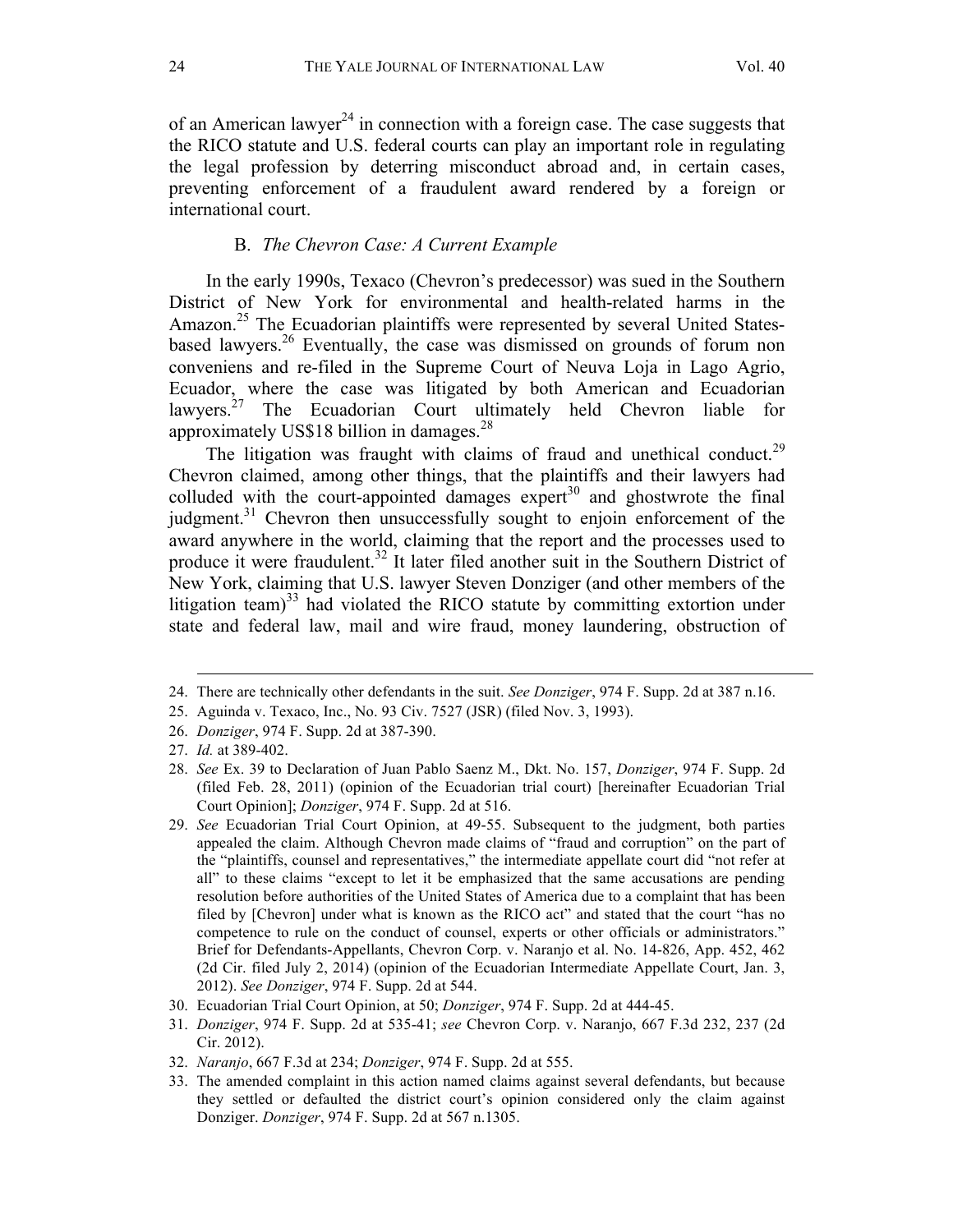of an American lawyer[24] in connection with a foreign case. The case suggests that the RICO statute and U.S. federal courts can play an important role in regulating the legal profession by deterring misconduct abroad and, in certain cases, preventing enforcement of a fraudulent award rendered by a foreign or international court.

### B. *The Chevron Case: A Current Example*

In the early 1990s, Texaco (Chevron's predecessor) was sued in the Southern District of New York for environmental and health-related harms in the Amazon.[25] The Ecuadorian plaintiffs were represented by several United States-based lawyers.[26] Eventually, the case was dismissed on grounds of forum non conveniens and re-filed in the Supreme Court of Neuva Loja in Lago Agrio, Ecuador, where the case was litigated by both American and Ecuadorian lawyers.[27] The Ecuadorian Court ultimately held Chevron liable for approximately US$18 billion in damages.[28]

The litigation was fraught with claims of fraud and unethical conduct.[29] Chevron claimed, among other things, that the plaintiffs and their lawyers had colluded with the court-appointed damages expert[30] and ghostwrote the final judgment.[31] Chevron then unsuccessfully sought to enjoin enforcement of the award anywhere in the world, claiming that the report and the processes used to produce it were fraudulent.[32] It later filed another suit in the Southern District of New York, claiming that U.S. lawyer Steven Donziger (and other members of the litigation team)[33] had violated the RICO statute by committing extortion under state and federal law, mail and wire fraud, money laundering, obstruction of

---

24. There are technically other defendants in the suit. *See Donziger*, 974 F. Supp. 2d at 387 n.16.
25. Aguinda v. Texaco, Inc., No. 93 Civ. 7527 (JSR) (filed Nov. 3, 1993).
26. *Donziger*, 974 F. Supp. 2d at 387-390.
27. *Id.* at 389-402.
28. *See* Ex. 39 to Declaration of Juan Pablo Saenz M., Dkt. No. 157, *Donziger*, 974 F. Supp. 2d (filed Feb. 28, 2011) (opinion of the Ecuadorian trial court) [hereinafter Ecuadorian Trial Court Opinion]; *Donziger*, 974 F. Supp. 2d at 516.
29. *See* Ecuadorian Trial Court Opinion, at 49-55. Subsequent to the judgment, both parties appealed the claim. Although Chevron made claims of "fraud and corruption" on the part of the "plaintiffs, counsel and representatives," the intermediate appellate court did "not refer at all" to these claims "except to let it be emphasized that the same accusations are pending resolution before authorities of the United States of America due to a complaint that has been filed by [Chevron] under what is known as the RICO act" and stated that the court "has no competence to rule on the conduct of counsel, experts or other officials or administrators." Brief for Defendants-Appellants, Chevron Corp. v. Naranjo et al. No. 14-826, App. 452, 462 (2d Cir. filed July 2, 2014) (opinion of the Ecuadorian Intermediate Appellate Court, Jan. 3, 2012). *See Donziger*, 974 F. Supp. 2d at 544.
30. Ecuadorian Trial Court Opinion, at 50; *Donziger*, 974 F. Supp. 2d at 444-45.
31. *Donziger*, 974 F. Supp. 2d at 535-41; *see* Chevron Corp. v. Naranjo, 667 F.3d 232, 237 (2d Cir. 2012).
32. *Naranjo*, 667 F.3d at 234; *Donziger*, 974 F. Supp. 2d at 555.
33. The amended complaint in this action named claims against several defendants, but because they settled or defaulted the district court's opinion considered only the claim against Donziger. *Donziger*, 974 F. Supp. 2d at 567 n.1305.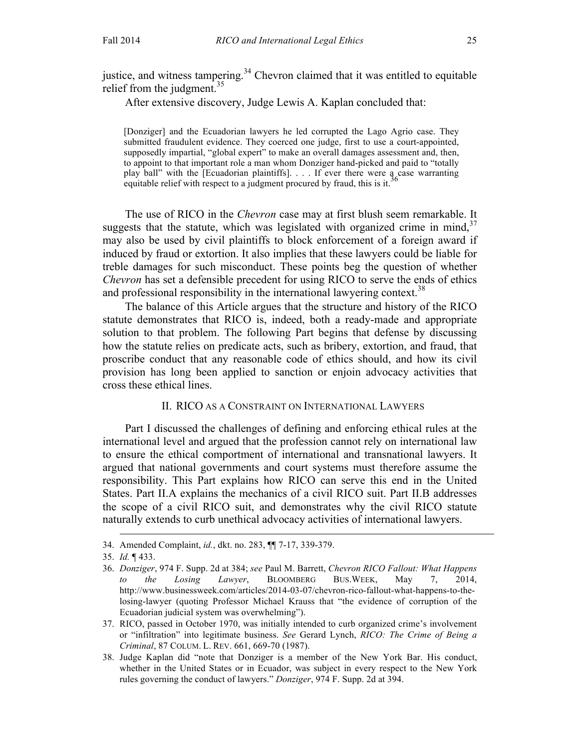justice, and witness tampering.[34] Chevron claimed that it was entitled to equitable relief from the judgment.[35]

After extensive discovery, Judge Lewis A. Kaplan concluded that:

> [Donziger] and the Ecuadorian lawyers he led corrupted the Lago Agrio case. They submitted fraudulent evidence. They coerced one judge, first to use a court-appointed, supposedly impartial, "global expert" to make an overall damages assessment and, then, to appoint to that important role a man whom Donziger hand-picked and paid to "totally play ball" with the [Ecuadorian plaintiffs]. . . . If ever there were a case warranting equitable relief with respect to a judgment procured by fraud, this is it.[36]

The use of RICO in the *Chevron* case may at first blush seem remarkable. It suggests that the statute, which was legislated with organized crime in mind,[37] may also be used by civil plaintiffs to block enforcement of a foreign award if induced by fraud or extortion. It also implies that these lawyers could be liable for treble damages for such misconduct. These points beg the question of whether *Chevron* has set a defensible precedent for using RICO to serve the ends of ethics and professional responsibility in the international lawyering context.[38]

The balance of this Article argues that the structure and history of the RICO statute demonstrates that RICO is, indeed, both a ready-made and appropriate solution to that problem. The following Part begins that defense by discussing how the statute relies on predicate acts, such as bribery, extortion, and fraud, that proscribe conduct that any reasonable code of ethics should, and how its civil provision has long been applied to sanction or enjoin advocacy activities that cross these ethical lines.

## II. RICO AS A CONSTRAINT ON INTERNATIONAL LAWYERS

Part I discussed the challenges of defining and enforcing ethical rules at the international level and argued that the profession cannot rely on international law to ensure the ethical comportment of international and transnational lawyers. It argued that national governments and court systems must therefore assume the responsibility. This Part explains how RICO can serve this end in the United States. Part II.A explains the mechanics of a civil RICO suit. Part II.B addresses the scope of a civil RICO suit, and demonstrates why the civil RICO statute naturally extends to curb unethical advocacy activities of international lawyers.

---

34. Amended Complaint, *id.*, dkt. no. 283, ¶¶ 7-17, 339-379.

35. *Id.* ¶ 433.

36. *Donziger*, 974 F. Supp. 2d at 384; *see* Paul M. Barrett, *Chevron RICO Fallout: What Happens to the Losing Lawyer*, BLOOMBERG BUS.WEEK, May 7, 2014, http://www.businessweek.com/articles/2014-03-07/chevron-rico-fallout-what-happens-to-the-losing-lawyer (quoting Professor Michael Krauss that "the evidence of corruption of the Ecuadorian judicial system was overwhelming").

37. RICO, passed in October 1970, was initially intended to curb organized crime's involvement or "infiltration" into legitimate business. *See* Gerard Lynch, *RICO: The Crime of Being a Criminal*, 87 COLUM. L. REV. 661, 669-70 (1987).

38. Judge Kaplan did "note that Donziger is a member of the New York Bar. His conduct, whether in the United States or in Ecuador, was subject in every respect to the New York rules governing the conduct of lawyers." *Donziger*, 974 F. Supp. 2d at 394.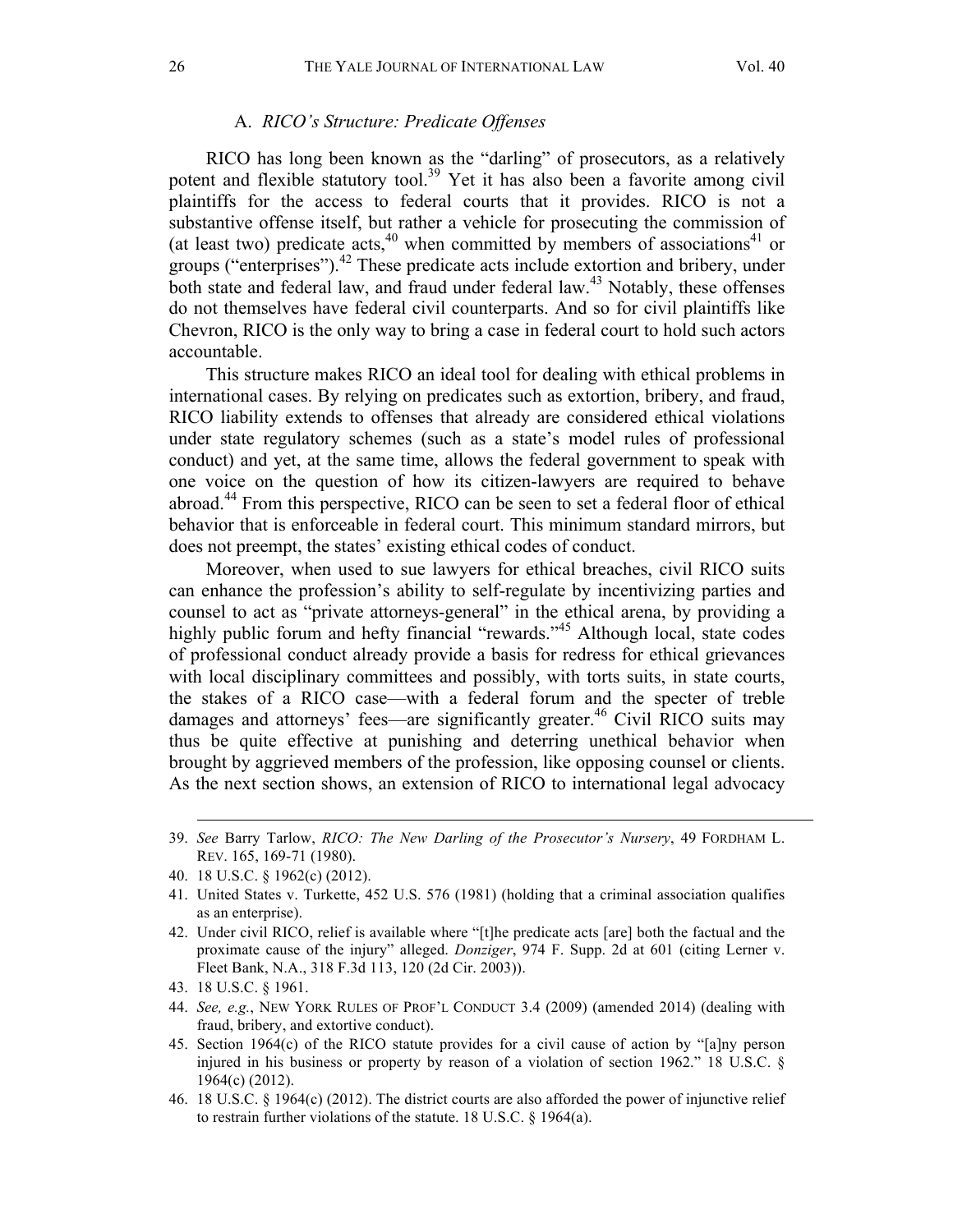### A. *RICO's Structure: Predicate Offenses*

RICO has long been known as the "darling" of prosecutors, as a relatively potent and flexible statutory tool.[39] Yet it has also been a favorite among civil plaintiffs for the access to federal courts that it provides. RICO is not a substantive offense itself, but rather a vehicle for prosecuting the commission of (at least two) predicate acts,[40] when committed by members of associations[41] or groups ("enterprises").[42] These predicate acts include extortion and bribery, under both state and federal law, and fraud under federal law.[43] Notably, these offenses do not themselves have federal civil counterparts. And so for civil plaintiffs like Chevron, RICO is the only way to bring a case in federal court to hold such actors accountable.

This structure makes RICO an ideal tool for dealing with ethical problems in international cases. By relying on predicates such as extortion, bribery, and fraud, RICO liability extends to offenses that already are considered ethical violations under state regulatory schemes (such as a state's model rules of professional conduct) and yet, at the same time, allows the federal government to speak with one voice on the question of how its citizen-lawyers are required to behave abroad.[44] From this perspective, RICO can be seen to set a federal floor of ethical behavior that is enforceable in federal court. This minimum standard mirrors, but does not preempt, the states' existing ethical codes of conduct.

Moreover, when used to sue lawyers for ethical breaches, civil RICO suits can enhance the profession's ability to self-regulate by incentivizing parties and counsel to act as "private attorneys-general" in the ethical arena, by providing a highly public forum and hefty financial "rewards."[45] Although local, state codes of professional conduct already provide a basis for redress for ethical grievances with local disciplinary committees and possibly, with torts suits, in state courts, the stakes of a RICO case—with a federal forum and the specter of treble damages and attorneys' fees—are significantly greater.[46] Civil RICO suits may thus be quite effective at punishing and deterring unethical behavior when brought by aggrieved members of the profession, like opposing counsel or clients. As the next section shows, an extension of RICO to international legal advocacy

---

39. *See* Barry Tarlow, *RICO: The New Darling of the Prosecutor's Nursery*, 49 FORDHAM L. REV. 165, 169-71 (1980).

40. 18 U.S.C. § 1962(c) (2012).

41. United States v. Turkette, 452 U.S. 576 (1981) (holding that a criminal association qualifies as an enterprise).

42. Under civil RICO, relief is available where "[t]he predicate acts [are] both the factual and the proximate cause of the injury" alleged. *Donziger*, 974 F. Supp. 2d at 601 (citing Lerner v. Fleet Bank, N.A., 318 F.3d 113, 120 (2d Cir. 2003)).

43. 18 U.S.C. § 1961.

44. *See, e.g.*, NEW YORK RULES OF PROF'L CONDUCT 3.4 (2009) (amended 2014) (dealing with fraud, bribery, and extortive conduct).

45. Section 1964(c) of the RICO statute provides for a civil cause of action by "[a]ny person injured in his business or property by reason of a violation of section 1962." 18 U.S.C. § 1964(c) (2012).

46. 18 U.S.C. § 1964(c) (2012). The district courts are also afforded the power of injunctive relief to restrain further violations of the statute. 18 U.S.C. § 1964(a).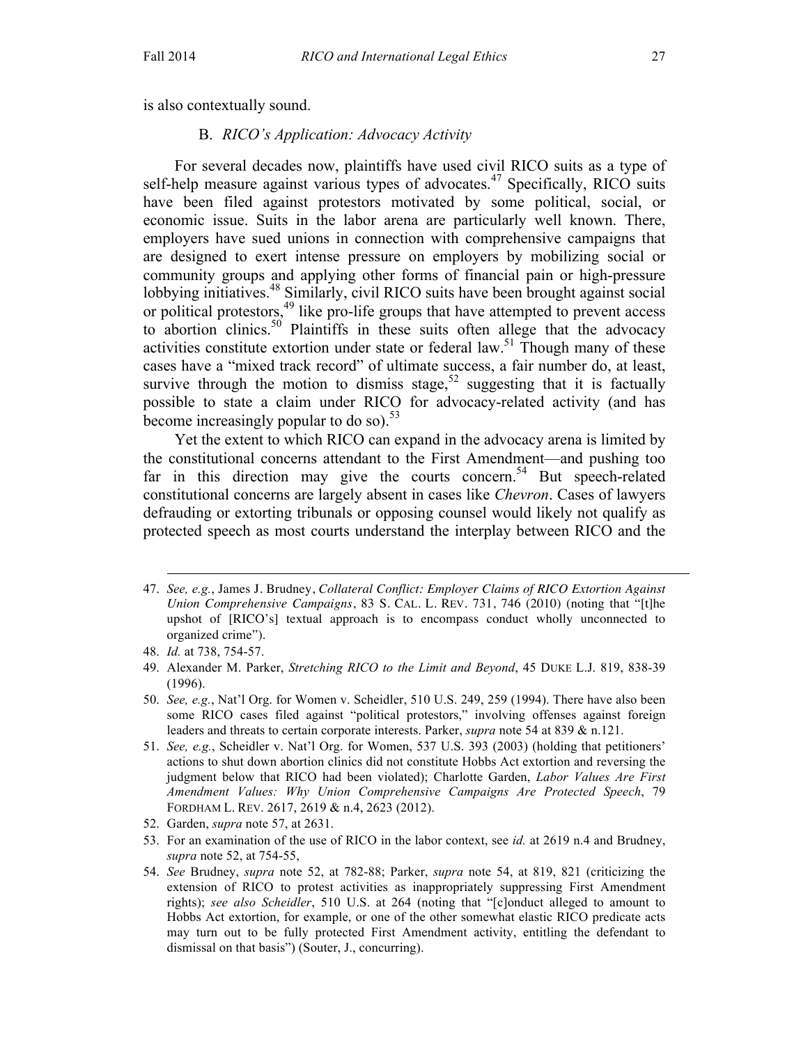is also contextually sound.

### B. *RICO's Application: Advocacy Activity*

For several decades now, plaintiffs have used civil RICO suits as a type of self-help measure against various types of advocates.[47] Specifically, RICO suits have been filed against protestors motivated by some political, social, or economic issue. Suits in the labor arena are particularly well known. There, employers have sued unions in connection with comprehensive campaigns that are designed to exert intense pressure on employers by mobilizing social or community groups and applying other forms of financial pain or high-pressure lobbying initiatives.[48] Similarly, civil RICO suits have been brought against social or political protestors,[49] like pro-life groups that have attempted to prevent access to abortion clinics.[50] Plaintiffs in these suits often allege that the advocacy activities constitute extortion under state or federal law.[51] Though many of these cases have a "mixed track record" of ultimate success, a fair number do, at least, survive through the motion to dismiss stage,[52] suggesting that it is factually possible to state a claim under RICO for advocacy-related activity (and has become increasingly popular to do so).[53]

Yet the extent to which RICO can expand in the advocacy arena is limited by the constitutional concerns attendant to the First Amendment—and pushing too far in this direction may give the courts concern.[54] But speech-related constitutional concerns are largely absent in cases like *Chevron*. Cases of lawyers defrauding or extorting tribunals or opposing counsel would likely not qualify as protected speech as most courts understand the interplay between RICO and the

---

47. *See, e.g.*, James J. Brudney, *Collateral Conflict: Employer Claims of RICO Extortion Against Union Comprehensive Campaigns*, 83 S. CAL. L. REV. 731, 746 (2010) (noting that "[t]he upshot of [RICO's] textual approach is to encompass conduct wholly unconnected to organized crime").

48. *Id.* at 738, 754-57.

49. Alexander M. Parker, *Stretching RICO to the Limit and Beyond*, 45 DUKE L.J. 819, 838-39 (1996).

50. *See, e.g.*, Nat'l Org. for Women v. Scheidler, 510 U.S. 249, 259 (1994). There have also been some RICO cases filed against "political protestors," involving offenses against foreign leaders and threats to certain corporate interests. Parker, *supra* note 54 at 839 & n.121.

51. *See, e.g.*, Scheidler v. Nat'l Org. for Women, 537 U.S. 393 (2003) (holding that petitioners' actions to shut down abortion clinics did not constitute Hobbs Act extortion and reversing the judgment below that RICO had been violated); Charlotte Garden, *Labor Values Are First Amendment Values: Why Union Comprehensive Campaigns Are Protected Speech*, 79 FORDHAM L. REV. 2617, 2619 & n.4, 2623 (2012).

52. Garden, *supra* note 57, at 2631.

53. For an examination of the use of RICO in the labor context, see *id.* at 2619 n.4 and Brudney, *supra* note 52, at 754-55,

54. *See* Brudney, *supra* note 52, at 782-88; Parker, *supra* note 54, at 819, 821 (criticizing the extension of RICO to protest activities as inappropriately suppressing First Amendment rights); *see also Scheidler*, 510 U.S. at 264 (noting that "[c]onduct alleged to amount to Hobbs Act extortion, for example, or one of the other somewhat elastic RICO predicate acts may turn out to be fully protected First Amendment activity, entitling the defendant to dismissal on that basis") (Souter, J., concurring).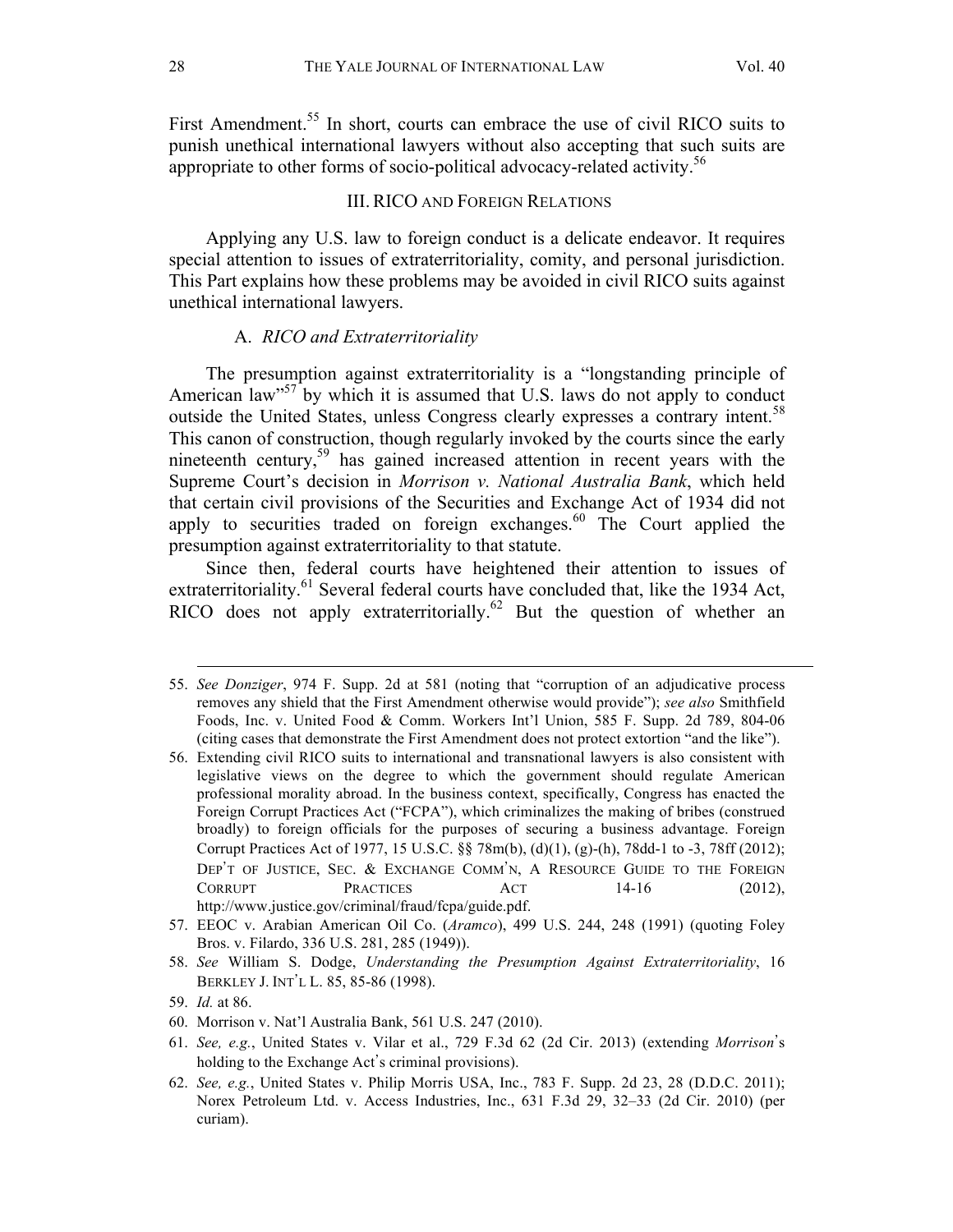First Amendment.[55] In short, courts can embrace the use of civil RICO suits to punish unethical international lawyers without also accepting that such suits are appropriate to other forms of socio-political advocacy-related activity.[56]

## III. RICO AND FOREIGN RELATIONS

Applying any U.S. law to foreign conduct is a delicate endeavor. It requires special attention to issues of extraterritoriality, comity, and personal jurisdiction. This Part explains how these problems may be avoided in civil RICO suits against unethical international lawyers.

### A. *RICO and Extraterritoriality*

The presumption against extraterritoriality is a "longstanding principle of American law"[57] by which it is assumed that U.S. laws do not apply to conduct outside the United States, unless Congress clearly expresses a contrary intent.[58] This canon of construction, though regularly invoked by the courts since the early nineteenth century,[59] has gained increased attention in recent years with the Supreme Court's decision in *Morrison v. National Australia Bank*, which held that certain civil provisions of the Securities and Exchange Act of 1934 did not apply to securities traded on foreign exchanges.[60] The Court applied the presumption against extraterritoriality to that statute.

Since then, federal courts have heightened their attention to issues of extraterritoriality.[61] Several federal courts have concluded that, like the 1934 Act, RICO does not apply extraterritorially.[62] But the question of whether an

---

55. *See Donziger*, 974 F. Supp. 2d at 581 (noting that "corruption of an adjudicative process removes any shield that the First Amendment otherwise would provide"); *see also* Smithfield Foods, Inc. v. United Food & Comm. Workers Int'l Union, 585 F. Supp. 2d 789, 804-06 (citing cases that demonstrate the First Amendment does not protect extortion "and the like").

56. Extending civil RICO suits to international and transnational lawyers is also consistent with legislative views on the degree to which the government should regulate American professional morality abroad. In the business context, specifically, Congress has enacted the Foreign Corrupt Practices Act ("FCPA"), which criminalizes the making of bribes (construed broadly) to foreign officials for the purposes of securing a business advantage. Foreign Corrupt Practices Act of 1977, 15 U.S.C. §§ 78m(b), (d)(1), (g)-(h), 78dd-1 to -3, 78ff (2012); DEP'T OF JUSTICE, SEC. & EXCHANGE COMM'N, A RESOURCE GUIDE TO THE FOREIGN CORRUPT PRACTICES ACT 14-16 (2012), http://www.justice.gov/criminal/fraud/fcpa/guide.pdf.

57. EEOC v. Arabian American Oil Co. (*Aramco*), 499 U.S. 244, 248 (1991) (quoting Foley Bros. v. Filardo, 336 U.S. 281, 285 (1949)).

58. *See* William S. Dodge, *Understanding the Presumption Against Extraterritoriality*, 16 BERKLEY J. INT'L L. 85, 85-86 (1998).

59. *Id.* at 86.

60. Morrison v. Nat'l Australia Bank, 561 U.S. 247 (2010).

61. *See, e.g.*, United States v. Vilar et al., 729 F.3d 62 (2d Cir. 2013) (extending *Morrison*'s holding to the Exchange Act's criminal provisions).

62. *See, e.g.*, United States v. Philip Morris USA, Inc., 783 F. Supp. 2d 23, 28 (D.D.C. 2011); Norex Petroleum Ltd. v. Access Industries, Inc., 631 F.3d 29, 32–33 (2d Cir. 2010) (per curiam).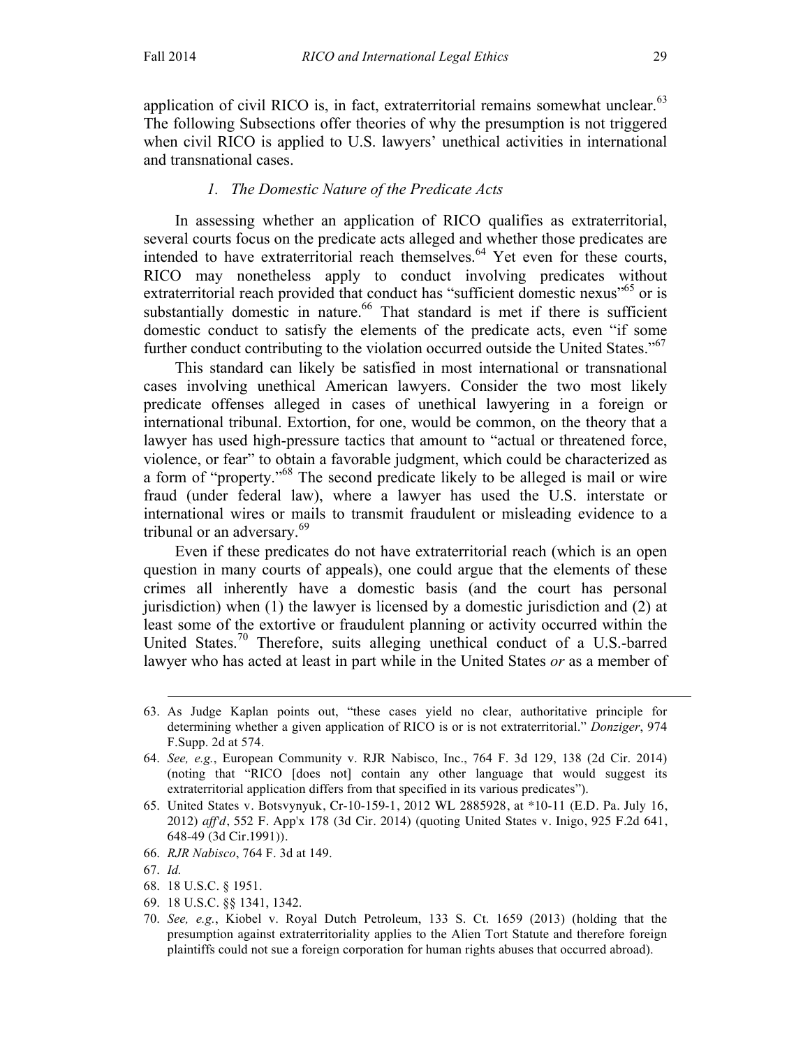application of civil RICO is, in fact, extraterritorial remains somewhat unclear.[63] The following Subsections offer theories of why the presumption is not triggered when civil RICO is applied to U.S. lawyers' unethical activities in international and transnational cases.

### *1. The Domestic Nature of the Predicate Acts*

In assessing whether an application of RICO qualifies as extraterritorial, several courts focus on the predicate acts alleged and whether those predicates are intended to have extraterritorial reach themselves.[64] Yet even for these courts, RICO may nonetheless apply to conduct involving predicates without extraterritorial reach provided that conduct has "sufficient domestic nexus"[65] or is substantially domestic in nature.[66] That standard is met if there is sufficient domestic conduct to satisfy the elements of the predicate acts, even "if some further conduct contributing to the violation occurred outside the United States."[67]

This standard can likely be satisfied in most international or transnational cases involving unethical American lawyers. Consider the two most likely predicate offenses alleged in cases of unethical lawyering in a foreign or international tribunal. Extortion, for one, would be common, on the theory that a lawyer has used high-pressure tactics that amount to "actual or threatened force, violence, or fear" to obtain a favorable judgment, which could be characterized as a form of "property."[68] The second predicate likely to be alleged is mail or wire fraud (under federal law), where a lawyer has used the U.S. interstate or international wires or mails to transmit fraudulent or misleading evidence to a tribunal or an adversary.[69]

Even if these predicates do not have extraterritorial reach (which is an open question in many courts of appeals), one could argue that the elements of these crimes all inherently have a domestic basis (and the court has personal jurisdiction) when (1) the lawyer is licensed by a domestic jurisdiction and (2) at least some of the extortive or fraudulent planning or activity occurred within the United States.[70] Therefore, suits alleging unethical conduct of a U.S.-barred lawyer who has acted at least in part while in the United States *or* as a member of

---

63. As Judge Kaplan points out, "these cases yield no clear, authoritative principle for determining whether a given application of RICO is or is not extraterritorial." *Donziger*, 974 F.Supp. 2d at 574.

64. *See, e.g.*, European Community v. RJR Nabisco, Inc., 764 F. 3d 129, 138 (2d Cir. 2014) (noting that "RICO [does not] contain any other language that would suggest its extraterritorial application differs from that specified in its various predicates").

65. United States v. Botsvynyuk, Cr-10-159-1, 2012 WL 2885928, at *10-11 (E.D. Pa. July 16, 2012) *aff'd*, 552 F. App'x 178 (3d Cir. 2014) (quoting United States v. Inigo, 925 F.2d 641, 648-49 (3d Cir.1991)).

66. *RJR Nabisco*, 764 F. 3d at 149.

67. *Id.*

68. 18 U.S.C. § 1951.

69. 18 U.S.C. §§ 1341, 1342.

70. *See, e.g.*, Kiobel v. Royal Dutch Petroleum, 133 S. Ct. 1659 (2013) (holding that the presumption against extraterritoriality applies to the Alien Tort Statute and therefore foreign plaintiffs could not sue a foreign corporation for human rights abuses that occurred abroad).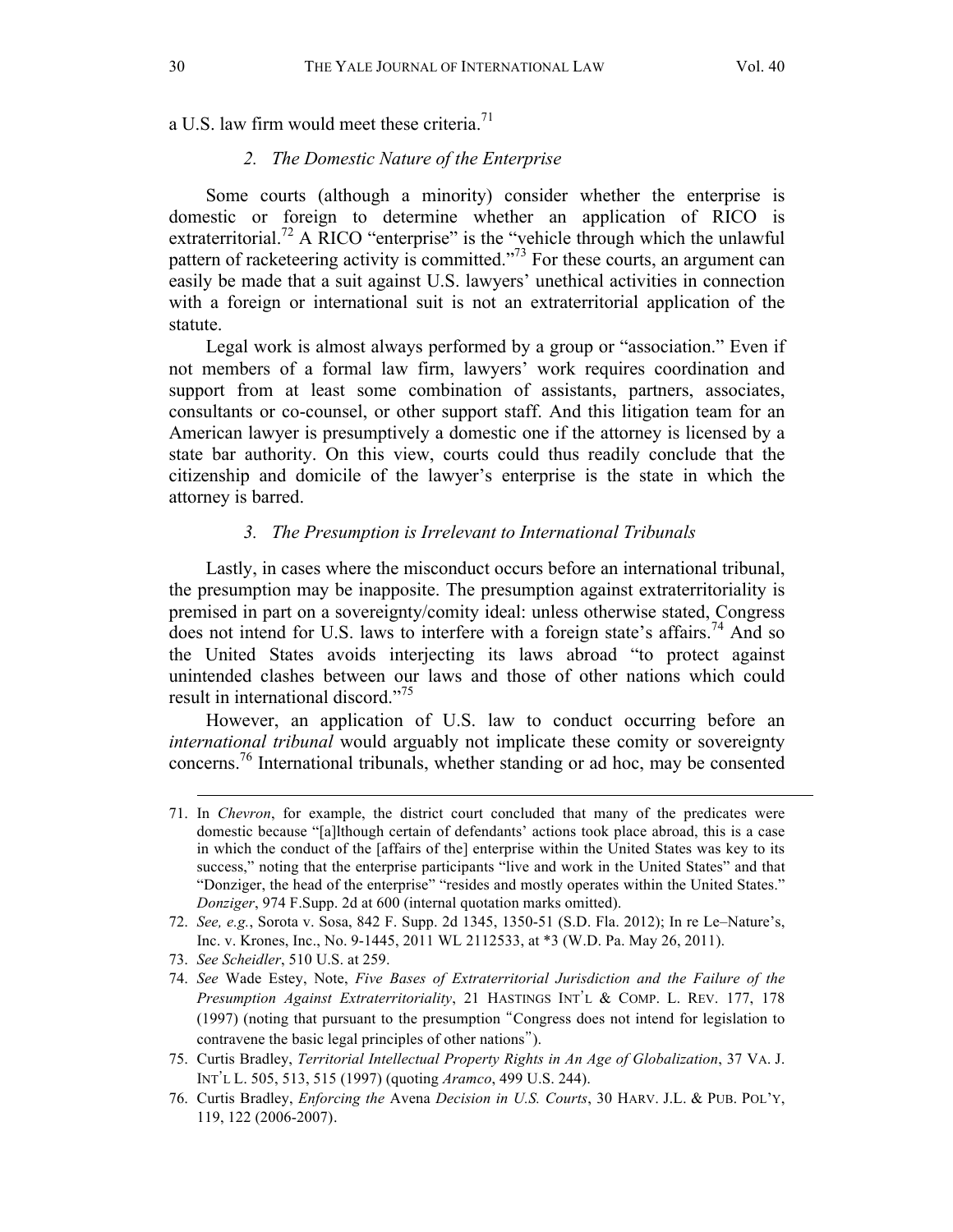a U.S. law firm would meet these criteria.[71]

### *2. The Domestic Nature of the Enterprise*

Some courts (although a minority) consider whether the enterprise is domestic or foreign to determine whether an application of RICO is extraterritorial.[72] A RICO "enterprise" is the "vehicle through which the unlawful pattern of racketeering activity is committed."[73] For these courts, an argument can easily be made that a suit against U.S. lawyers' unethical activities in connection with a foreign or international suit is not an extraterritorial application of the statute.

Legal work is almost always performed by a group or "association." Even if not members of a formal law firm, lawyers' work requires coordination and support from at least some combination of assistants, partners, associates, consultants or co-counsel, or other support staff. And this litigation team for an American lawyer is presumptively a domestic one if the attorney is licensed by a state bar authority. On this view, courts could thus readily conclude that the citizenship and domicile of the lawyer's enterprise is the state in which the attorney is barred.

### *3. The Presumption is Irrelevant to International Tribunals*

Lastly, in cases where the misconduct occurs before an international tribunal, the presumption may be inapposite. The presumption against extraterritoriality is premised in part on a sovereignty/comity ideal: unless otherwise stated, Congress does not intend for U.S. laws to interfere with a foreign state's affairs.[74] And so the United States avoids interjecting its laws abroad "to protect against unintended clashes between our laws and those of other nations which could result in international discord."[75]

However, an application of U.S. law to conduct occurring before an *international tribunal* would arguably not implicate these comity or sovereignty concerns.[76] International tribunals, whether standing or ad hoc, may be consented

---

71. In *Chevron*, for example, the district court concluded that many of the predicates were domestic because "[a]lthough certain of defendants' actions took place abroad, this is a case in which the conduct of the [affairs of the] enterprise within the United States was key to its success," noting that the enterprise participants "live and work in the United States" and that "Donziger, the head of the enterprise" "resides and mostly operates within the United States." *Donziger*, 974 F.Supp. 2d at 600 (internal quotation marks omitted).

72. *See, e.g.*, Sorota v. Sosa, 842 F. Supp. 2d 1345, 1350-51 (S.D. Fla. 2012); In re Le–Nature's, Inc. v. Krones, Inc., No. 9-1445, 2011 WL 2112533, at *3 (W.D. Pa. May 26, 2011).

73. *See Scheidler*, 510 U.S. at 259.

74. *See* Wade Estey, Note, *Five Bases of Extraterritorial Jurisdiction and the Failure of the Presumption Against Extraterritoriality*, 21 HASTINGS INT'L & COMP. L. REV. 177, 178 (1997) (noting that pursuant to the presumption "Congress does not intend for legislation to contravene the basic legal principles of other nations").

75. Curtis Bradley, *Territorial Intellectual Property Rights in An Age of Globalization*, 37 VA. J. INT'L L. 505, 513, 515 (1997) (quoting *Aramco*, 499 U.S. 244).

76. Curtis Bradley, *Enforcing the* Avena *Decision in U.S. Courts*, 30 HARV. J.L. & PUB. POL'Y, 119, 122 (2006-2007).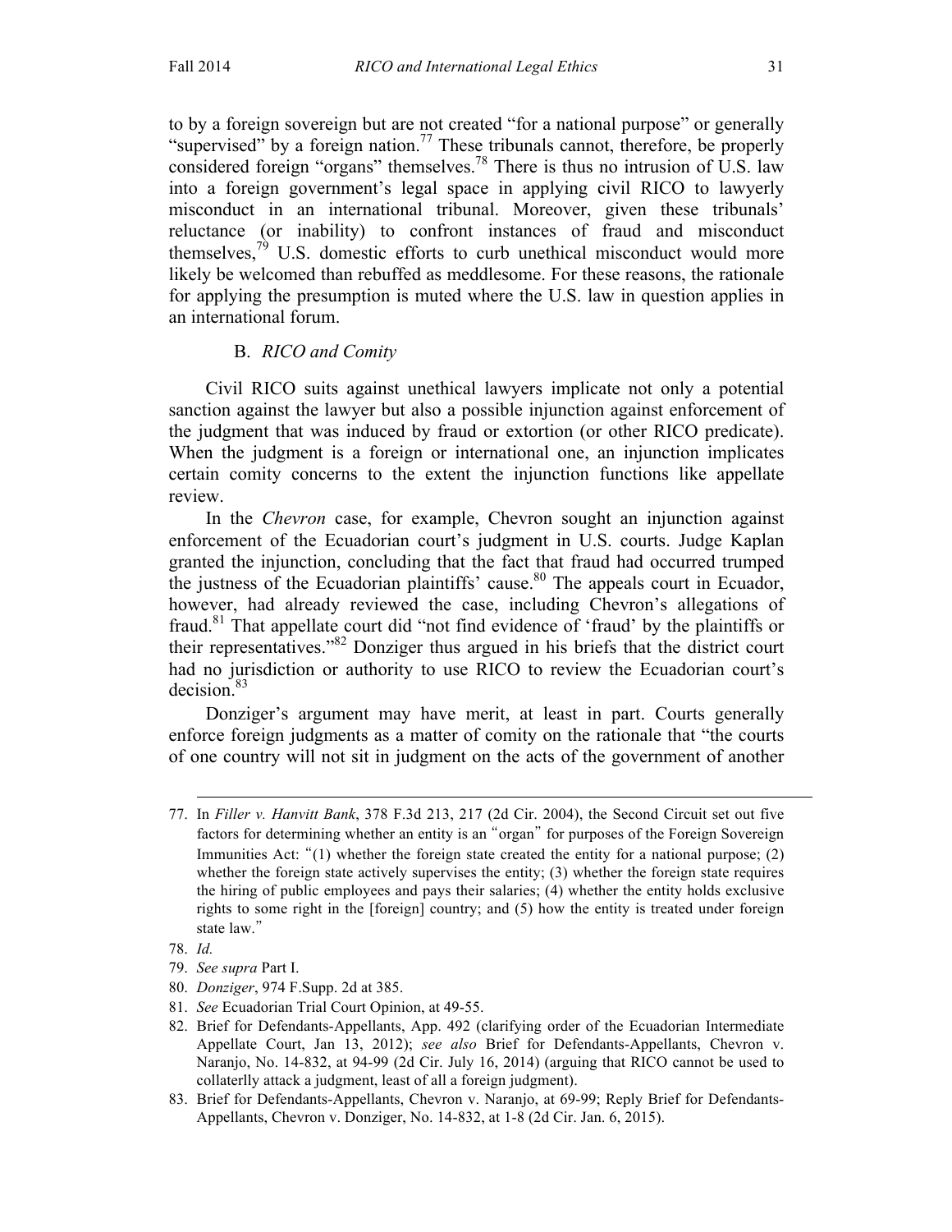to by a foreign sovereign but are not created "for a national purpose" or generally "supervised" by a foreign nation.[77] These tribunals cannot, therefore, be properly considered foreign "organs" themselves.[78] There is thus no intrusion of U.S. law into a foreign government's legal space in applying civil RICO to lawyerly misconduct in an international tribunal. Moreover, given these tribunals' reluctance (or inability) to confront instances of fraud and misconduct themselves,[79] U.S. domestic efforts to curb unethical misconduct would more likely be welcomed than rebuffed as meddlesome. For these reasons, the rationale for applying the presumption is muted where the U.S. law in question applies in an international forum.

### B. *RICO and Comity*

Civil RICO suits against unethical lawyers implicate not only a potential sanction against the lawyer but also a possible injunction against enforcement of the judgment that was induced by fraud or extortion (or other RICO predicate). When the judgment is a foreign or international one, an injunction implicates certain comity concerns to the extent the injunction functions like appellate review.

In the *Chevron* case, for example, Chevron sought an injunction against enforcement of the Ecuadorian court's judgment in U.S. courts. Judge Kaplan granted the injunction, concluding that the fact that fraud had occurred trumped the justness of the Ecuadorian plaintiffs' cause.[80] The appeals court in Ecuador, however, had already reviewed the case, including Chevron's allegations of fraud.[81] That appellate court did "not find evidence of 'fraud' by the plaintiffs or their representatives."[82] Donziger thus argued in his briefs that the district court had no jurisdiction or authority to use RICO to review the Ecuadorian court's decision.[83]

Donziger's argument may have merit, at least in part. Courts generally enforce foreign judgments as a matter of comity on the rationale that "the courts of one country will not sit in judgment on the acts of the government of another

---

77. In *Filler v. Hanvitt Bank*, 378 F.3d 213, 217 (2d Cir. 2004), the Second Circuit set out five factors for determining whether an entity is an "organ" for purposes of the Foreign Sovereign Immunities Act: "(1) whether the foreign state created the entity for a national purpose; (2) whether the foreign state actively supervises the entity; (3) whether the foreign state requires the hiring of public employees and pays their salaries; (4) whether the entity holds exclusive rights to some right in the [foreign] country; and (5) how the entity is treated under foreign state law."

78. *Id.*

79. *See supra* Part I.

80. *Donziger*, 974 F.Supp. 2d at 385.

81. *See* Ecuadorian Trial Court Opinion, at 49-55.

82. Brief for Defendants-Appellants, App. 492 (clarifying order of the Ecuadorian Intermediate Appellate Court, Jan 13, 2012); *see also* Brief for Defendants-Appellants, Chevron v. Naranjo, No. 14-832, at 94-99 (2d Cir. July 16, 2014) (arguing that RICO cannot be used to collaterlly attack a judgment, least of all a foreign judgment).

83. Brief for Defendants-Appellants, Chevron v. Naranjo, at 69-99; Reply Brief for Defendants-Appellants, Chevron v. Donziger, No. 14-832, at 1-8 (2d Cir. Jan. 6, 2015).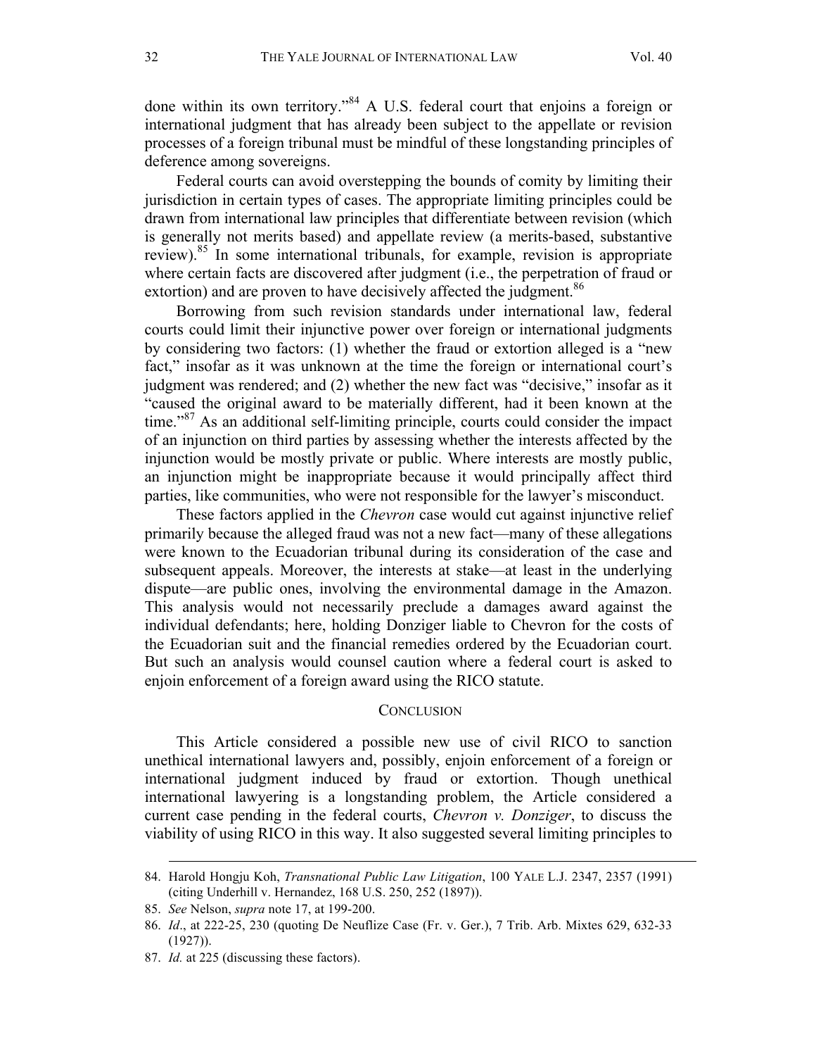done within its own territory."[84] A U.S. federal court that enjoins a foreign or international judgment that has already been subject to the appellate or revision processes of a foreign tribunal must be mindful of these longstanding principles of deference among sovereigns.

Federal courts can avoid overstepping the bounds of comity by limiting their jurisdiction in certain types of cases. The appropriate limiting principles could be drawn from international law principles that differentiate between revision (which is generally not merits based) and appellate review (a merits-based, substantive review).[85] In some international tribunals, for example, revision is appropriate where certain facts are discovered after judgment (i.e., the perpetration of fraud or extortion) and are proven to have decisively affected the judgment.[86]

Borrowing from such revision standards under international law, federal courts could limit their injunctive power over foreign or international judgments by considering two factors: (1) whether the fraud or extortion alleged is a "new fact," insofar as it was unknown at the time the foreign or international court's judgment was rendered; and (2) whether the new fact was "decisive," insofar as it "caused the original award to be materially different, had it been known at the time."[87] As an additional self-limiting principle, courts could consider the impact of an injunction on third parties by assessing whether the interests affected by the injunction would be mostly private or public. Where interests are mostly public, an injunction might be inappropriate because it would principally affect third parties, like communities, who were not responsible for the lawyer's misconduct.

These factors applied in the *Chevron* case would cut against injunctive relief primarily because the alleged fraud was not a new fact—many of these allegations were known to the Ecuadorian tribunal during its consideration of the case and subsequent appeals. Moreover, the interests at stake—at least in the underlying dispute—are public ones, involving the environmental damage in the Amazon. This analysis would not necessarily preclude a damages award against the individual defendants; here, holding Donziger liable to Chevron for the costs of the Ecuadorian suit and the financial remedies ordered by the Ecuadorian court. But such an analysis would counsel caution where a federal court is asked to enjoin enforcement of a foreign award using the RICO statute.

## CONCLUSION

This Article considered a possible new use of civil RICO to sanction unethical international lawyers and, possibly, enjoin enforcement of a foreign or international judgment induced by fraud or extortion. Though unethical international lawyering is a longstanding problem, the Article considered a current case pending in the federal courts, *Chevron v. Donziger*, to discuss the viability of using RICO in this way. It also suggested several limiting principles to

---

84. Harold Hongju Koh, *Transnational Public Law Litigation*, 100 YALE L.J. 2347, 2357 (1991) (citing Underhill v. Hernandez, 168 U.S. 250, 252 (1897)).

85. *See* Nelson, *supra* note 17, at 199-200.

86. *Id*., at 222-25, 230 (quoting De Neuflize Case (Fr. v. Ger.), 7 Trib. Arb. Mixtes 629, 632-33 (1927)).

87. *Id.* at 225 (discussing these factors).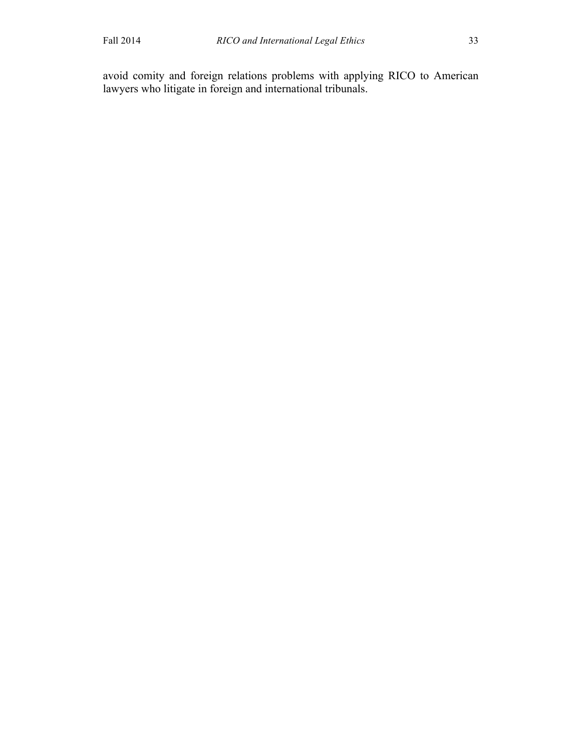avoid comity and foreign relations problems with applying RICO to American lawyers who litigate in foreign and international tribunals.